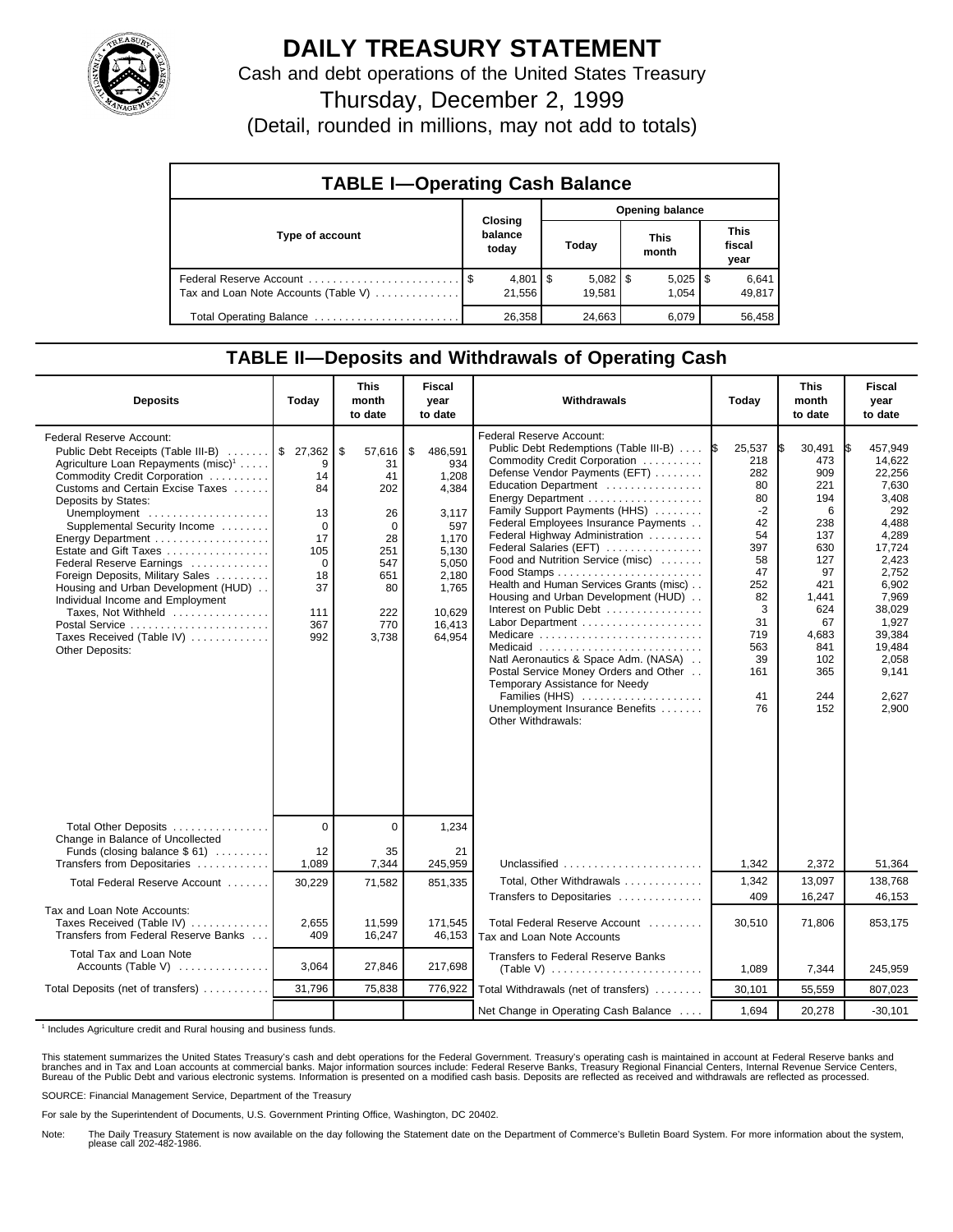# DAILY TREASURY STATEMENT

Cash and debt operations of the United States Treasury

Thursday, December 2, 1999

(Detail, rounded in millions, may not add to totals)

## TABLE I—Operating Cash Balance

| Type of account | Closing balance today | Opening balance Today | This month | This fiscal year |
|---|---|---|---|---|
| Federal Reserve Account | $ 4,801 | $ 5,082 | $ 5,025 | $ 6,641 |
| Tax and Loan Note Accounts (Table V) | 21,556 | 19,581 | 1,054 | 49,817 |
| Total Operating Balance | 26,358 | 24,663 | 6,079 | 56,458 |

## TABLE II—Deposits and Withdrawals of Operating Cash

| Deposits | Today | This month to date | Fiscal year to date |
|---|---|---|---|
| Federal Reserve Account: | | | |
| Public Debt Receipts (Table III-B) | $ 27,362 | $ 57,616 | $ 486,591 |
| Agriculture Loan Repayments (misc)[1] | 9 | 31 | 934 |
| Commodity Credit Corporation | 14 | 41 | 1,208 |
| Customs and Certain Excise Taxes | 84 | 202 | 4,384 |
| Deposits by States: | | | |
| Unemployment | 13 | 26 | 3,117 |
| Supplemental Security Income | 0 | 0 | 597 |
| Energy Department | 17 | 28 | 1,170 |
| Estate and Gift Taxes | 105 | 251 | 5,130 |
| Federal Reserve Earnings | 0 | 547 | 5,050 |
| Foreign Deposits, Military Sales | 18 | 651 | 2,180 |
| Housing and Urban Development (HUD) | 37 | 80 | 1,765 |
| Individual Income and Employment Taxes, Not Withheld | 111 | 222 | 10,629 |
| Postal Service | 367 | 770 | 16,413 |
| Taxes Received (Table IV) | 992 | 3,738 | 64,954 |
| Other Deposits: | | | |
| Total Other Deposits | 0 | 0 | 1,234 |
| Change in Balance of Uncollected Funds (closing balance $ 61) | 12 | 35 | 21 |
| Transfers from Depositaries | 1,089 | 7,344 | 245,959 |
| Total Federal Reserve Account | 30,229 | 71,582 | 851,335 |
| Tax and Loan Note Accounts: | | | |
| Taxes Received (Table IV) | 2,655 | 11,599 | 171,545 |
| Transfers from Federal Reserve Banks | 409 | 16,247 | 46,153 |
| Total Tax and Loan Note Accounts (Table V) | 3,064 | 27,846 | 217,698 |
| Total Deposits (net of transfers) | 31,796 | 75,838 | 776,922 |

| Withdrawals | Today | This month to date | Fiscal year to date |
|---|---|---|---|
| Federal Reserve Account: | | | |
| Public Debt Redemptions (Table III-B) | $ 25,537 | $ 30,491 | $ 457,949 |
| Commodity Credit Corporation | 218 | 473 | 14,622 |
| Defense Vendor Payments (EFT) | 282 | 909 | 22,256 |
| Education Department | 80 | 221 | 7,630 |
| Energy Department | 80 | 194 | 3,408 |
| Family Support Payments (HHS) | -2 | 6 | 292 |
| Federal Employees Insurance Payments | 42 | 238 | 4,488 |
| Federal Highway Administration | 54 | 137 | 4,289 |
| Federal Salaries (EFT) | 397 | 630 | 17,724 |
| Food and Nutrition Service (misc) | 58 | 127 | 2,423 |
| Food Stamps | 47 | 97 | 2,752 |
| Health and Human Services Grants (misc) | 252 | 421 | 6,902 |
| Housing and Urban Development (HUD) | 82 | 1,441 | 7,969 |
| Interest on Public Debt | 3 | 624 | 38,029 |
| Labor Department | 31 | 67 | 1,927 |
| Medicare | 719 | 4,683 | 39,384 |
| Medicaid | 563 | 841 | 19,484 |
| Natl Aeronautics & Space Adm. (NASA) | 39 | 102 | 2,058 |
| Postal Service Money Orders and Other | 161 | 365 | 9,141 |
| Temporary Assistance for Needy Families (HHS) | 41 | 244 | 2,627 |
| Unemployment Insurance Benefits | 76 | 152 | 2,900 |
| Other Withdrawals: | | | |
| Unclassified | 1,342 | 2,372 | 51,364 |
| Total, Other Withdrawals | 1,342 | 13,097 | 138,768 |
| Transfers to Depositaries | 409 | 16,247 | 46,153 |
| Total Federal Reserve Account | 30,510 | 71,806 | 853,175 |
| Tax and Loan Note Accounts | | | |
| Transfers to Federal Reserve Banks (Table V) | 1,089 | 7,344 | 245,959 |
| Total Withdrawals (net of transfers) | 30,101 | 55,559 | 807,023 |
| Net Change in Operating Cash Balance | 1,694 | 20,278 | -30,101 |

[1] Includes Agriculture credit and Rural housing and business funds.

This statement summarizes the United States Treasury's cash and debt operations for the Federal Government. Treasury's operating cash is maintained in account at Federal Reserve banks and branches and in Tax and Loan accounts at commercial banks. Major information sources include: Federal Reserve Banks, Treasury Regional Financial Centers, Internal Revenue Service Centers, Bureau of the Public Debt and various electronic systems. Information is presented on a modified cash basis. Deposits are reflected as received and withdrawals are reflected as processed.

SOURCE: Financial Management Service, Department of the Treasury

For sale by the Superintendent of Documents, U.S. Government Printing Office, Washington, DC 20402.

Note: The Daily Treasury Statement is now available on the day following the Statement date on the Department of Commerce's Bulletin Board System. For more information about the system, please call 202-482-1986.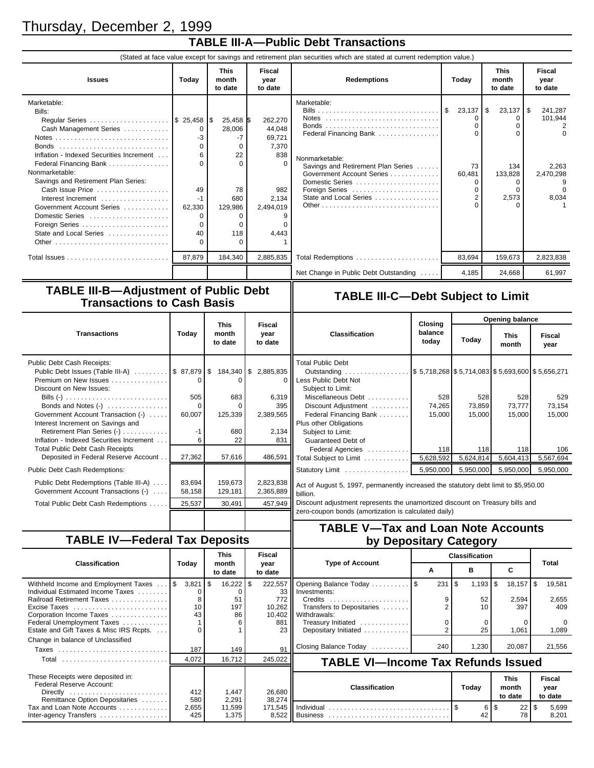Thursday, December 2, 1999

## TABLE III-A—Public Debt Transactions

(Stated at face value except for savings and retirement plan securities which are stated at current redemption value.)

| Issues | Today | This month to date | Fiscal year to date |
|---|---|---|---|
| Marketable: | | | |
| Bills: | | | |
| Regular Series | $ 25,458 | $ 25,458 | $ 262,270 |
| Cash Management Series | 0 | 28,006 | 44,048 |
| Notes | -3 | -7 | 69,721 |
| Bonds | 0 | 0 | 7,370 |
| Inflation - Indexed Securities Increment | 6 | 22 | 838 |
| Federal Financing Bank | 0 | 0 | 0 |
| Nonmarketable: | | | |
| Savings and Retirement Plan Series: | | | |
| Cash Issue Price | 49 | 78 | 982 |
| Interest Increment | -1 | 680 | 2,134 |
| Government Account Series | 62,330 | 129,986 | 2,494,019 |
| Domestic Series | 0 | 0 | 9 |
| Foreign Series | 0 | 0 | 0 |
| State and Local Series | 40 | 118 | 4,443 |
| Other | 0 | 0 | 1 |
| Total Issues | 87,879 | 184,340 | 2,885,835 |

| Redemptions | Today | This month to date | Fiscal year to date |
|---|---|---|---|
| Marketable: | | | |
| Bills | $ 23,137 | $ 23,137 | $ 241,287 |
| Notes | 0 | 0 | 101,944 |
| Bonds | 0 | 0 | 2 |
| Federal Financing Bank | 0 | 0 | 0 |
| Nonmarketable: | | | |
| Savings and Retirement Plan Series | 73 | 134 | 2,263 |
| Government Account Series | 60,481 | 133,828 | 2,470,298 |
| Domestic Series | 0 | 0 | 9 |
| Foreign Series | 0 | 0 | 0 |
| State and Local Series | 2 | 2,573 | 8,034 |
| Other | 0 | 0 | 1 |
| Total Redemptions | 83,694 | 159,673 | 2,823,838 |
| Net Change in Public Debt Outstanding | 4,185 | 24,668 | 61,997 |

## TABLE III-B—Adjustment of Public Debt Transactions to Cash Basis

| Transactions | Today | This month to date | Fiscal year to date |
|---|---|---|---|
| Public Debt Cash Receipts: | | | |
| Public Debt Issues (Table III-A) | $ 87,879 | $ 184,340 | $ 2,885,835 |
| Premium on New Issues | 0 | 0 | 0 |
| Discount on New Issues: | | | |
| Bills (-) | 505 | 683 | 6,319 |
| Bonds and Notes (-) | 0 | 0 | 395 |
| Government Account Transaction (-) | 60,007 | 125,339 | 2,389,565 |
| Interest Increment on Savings and Retirement Plan Series (-) | -1 | 680 | 2,134 |
| Inflation - Indexed Securities Increment | 6 | 22 | 831 |
| Total Public Debt Cash Receipts Deposited in Federal Reserve Account | 27,362 | 57,616 | 486,591 |
| Public Debt Cash Redemptions: | | | |
| Public Debt Redemptions (Table III-A) | 83,694 | 159,673 | 2,823,838 |
| Government Account Transactions (-) | 58,158 | 129,181 | 2,365,889 |
| Total Public Debt Cash Redemptions | 25,537 | 30,491 | 457,949 |

## TABLE III-C—Debt Subject to Limit

| Classification | Closing balance today | Opening balance Today | This month | Fiscal year |
|---|---|---|---|---|
| Total Public Debt Outstanding | $ 5,718,268 | $ 5,714,083 | $ 5,693,600 | $ 5,656,271 |
| Less Public Debt Not Subject to Limit: | | | | |
| Miscellaneous Debt | 528 | 528 | 528 | 529 |
| Discount Adjustment | 74,265 | 73,859 | 73,777 | 73,154 |
| Federal Financing Bank | 15,000 | 15,000 | 15,000 | 15,000 |
| Plus other Obligations Subject to Limit: | | | | |
| Guaranteed Debt of Federal Agencies | 118 | 118 | 118 | 106 |
| Total Subject to Limit | 5,628,592 | 5,624,814 | 5,604,413 | 5,567,694 |
| Statutory Limit | 5,950,000 | 5,950,000 | 5,950,000 | 5,950,000 |

Act of August 5, 1997, permanently increased the statutory debt limit to $5,950.00 billion.

Discount adjustment represents the unamortized discount on Treasury bills and zero-coupon bonds (amortization is calculated daily)

## TABLE IV—Federal Tax Deposits

| Classification | Today | This month to date | Fiscal year to date |
|---|---|---|---|
| Withheld Income and Employment Taxes | $ 3,821 | $ 16,222 | $ 222,557 |
| Individual Estimated Income Taxes | 0 | 0 | 33 |
| Railroad Retirement Taxes | 8 | 51 | 772 |
| Excise Taxes | 10 | 197 | 10,262 |
| Corporation Income Taxes | 43 | 86 | 10,402 |
| Federal Unemployment Taxes | 1 | 6 | 881 |
| Estate and Gift Taxes & Misc IRS Rcpts. | 0 | 1 | 23 |
| Change in balance of Unclassified Taxes | 187 | 149 | 91 |
| Total | 4,072 | 16,712 | 245,022 |
| These Receipts were deposited in: | | | |
| Federal Reserve Account: | | | |
| Directly | 412 | 1,447 | 26,680 |
| Remittance Option Depositaries | 580 | 2,291 | 38,274 |
| Tax and Loan Note Accounts | 2,655 | 11,599 | 171,545 |
| Inter-agency Transfers | 425 | 1,375 | 8,522 |

## TABLE V—Tax and Loan Note Accounts by Depositary Category

| Type of Account | Classification A | B | C | Total |
|---|---|---|---|---|
| Opening Balance Today | $ 231 | $ 1,193 | $ 18,157 | $ 19,581 |
| Investments: | | | | |
| Credits | 9 | 52 | 2,594 | 2,655 |
| Transfers to Depositaries | 2 | 10 | 397 | 409 |
| Withdrawals: | | | | |
| Treasury Initiated | 0 | 0 | 0 | 0 |
| Depositary Initiated | 2 | 25 | 1,061 | 1,089 |
| Closing Balance Today | 240 | 1,230 | 20,087 | 21,556 |

## TABLE VI—Income Tax Refunds Issued

| Classification | Today | This month to date | Fiscal year to date |
|---|---|---|---|
| Individual | $ 6 | $ 22 | $ 5,699 |
| Business | 42 | 78 | 8,201 |